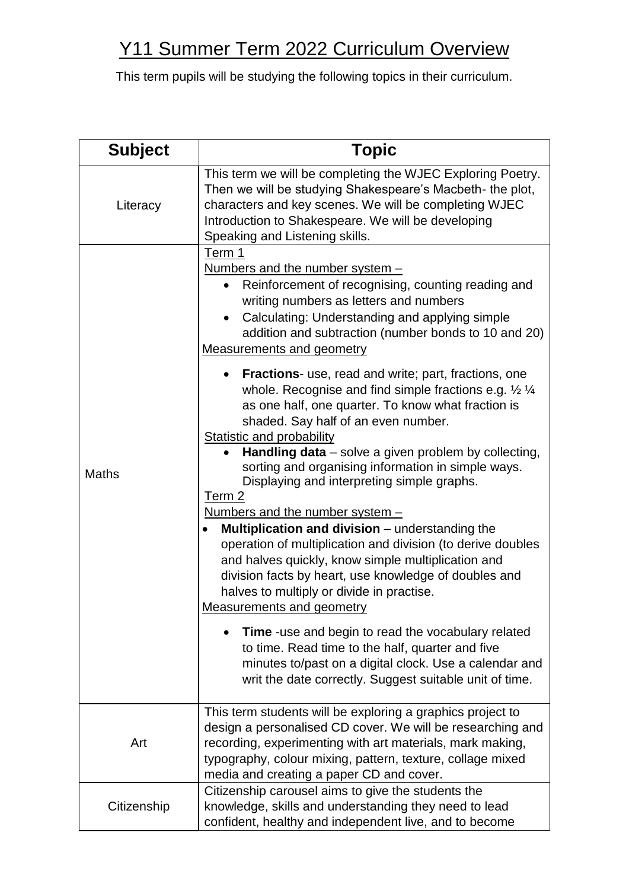# Y11 Summer Term 2022 Curriculum Overview

This term pupils will be studying the following topics in their curriculum.

| Subject | Topic |
|---|---|
| Literacy | This term we will be completing the WJEC Exploring Poetry. Then we will be studying Shakespeare's Macbeth- the plot, characters and key scenes. We will be completing WJEC Introduction to Shakespeare. We will be developing Speaking and Listening skills. |
| Maths | <u>Term 1</u><br><u>Numbers and the number system –</u><br>• Reinforcement of recognising, counting reading and writing numbers as letters and numbers<br>• Calculating: Understanding and applying simple addition and subtraction (number bonds to 10 and 20)<br><u>Measurements and geometry</u><br>• **Fractions**- use, read and write; part, fractions, one whole. Recognise and find simple fractions e.g. ½ ¼ as one half, one quarter. To know what fraction is shaded. Say half of an even number.<br><u>Statistic and probability</u><br>• **Handling data** – solve a given problem by collecting, sorting and organising information in simple ways. Displaying and interpreting simple graphs.<br><u>Term 2</u><br><u>Numbers and the number system –</u><br>• **Multiplication and division** – understanding the operation of multiplication and division (to derive doubles and halves quickly, know simple multiplication and division facts by heart, use knowledge of doubles and halves to multiply or divide in practise.<br><u>Measurements and geometry</u><br>• **Time** -use and begin to read the vocabulary related to time. Read time to the half, quarter and five minutes to/past on a digital clock. Use a calendar and writ the date correctly. Suggest suitable unit of time. |
| Art | This term students will be exploring a graphics project to design a personalised CD cover. We will be researching and recording, experimenting with art materials, mark making, typography, colour mixing, pattern, texture, collage mixed media and creating a paper CD and cover. |
| Citizenship | Citizenship carousel aims to give the students the knowledge, skills and understanding they need to lead confident, healthy and independent live, and to become |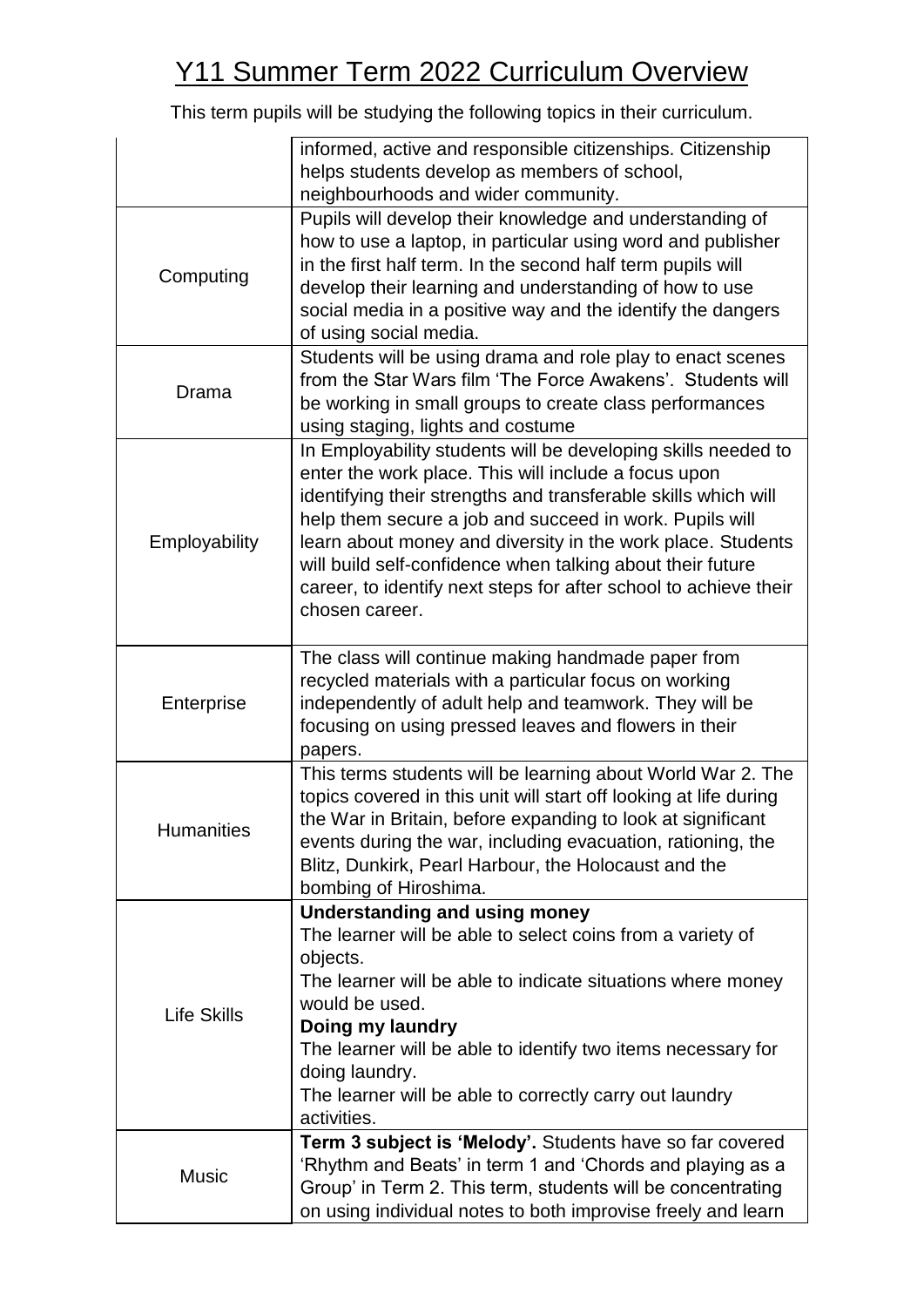# Y11 Summer Term 2022 Curriculum Overview

This term pupils will be studying the following topics in their curriculum.

| | |
|---|---|
| | informed, active and responsible citizenships. Citizenship helps students develop as members of school, neighbourhoods and wider community. |
| Computing | Pupils will develop their knowledge and understanding of how to use a laptop, in particular using word and publisher in the first half term. In the second half term pupils will develop their learning and understanding of how to use social media in a positive way and the identify the dangers of using social media. |
| Drama | Students will be using drama and role play to enact scenes from the Star Wars film 'The Force Awakens'. Students will be working in small groups to create class performances using staging, lights and costume |
| Employability | In Employability students will be developing skills needed to enter the work place. This will include a focus upon identifying their strengths and transferable skills which will help them secure a job and succeed in work. Pupils will learn about money and diversity in the work place. Students will build self-confidence when talking about their future career, to identify next steps for after school to achieve their chosen career. |
| Enterprise | The class will continue making handmade paper from recycled materials with a particular focus on working independently of adult help and teamwork. They will be focusing on using pressed leaves and flowers in their papers. |
| Humanities | This terms students will be learning about World War 2. The topics covered in this unit will start off looking at life during the War in Britain, before expanding to look at significant events during the war, including evacuation, rationing, the Blitz, Dunkirk, Pearl Harbour, the Holocaust and the bombing of Hiroshima. |
| Life Skills | **Understanding and using money**<br>The learner will be able to select coins from a variety of objects.<br>The learner will be able to indicate situations where money would be used.<br>**Doing my laundry**<br>The learner will be able to identify two items necessary for doing laundry.<br>The learner will be able to correctly carry out laundry activities. |
| Music | **Term 3 subject is 'Melody'.** Students have so far covered 'Rhythm and Beats' in term 1 and 'Chords and playing as a Group' in Term 2. This term, students will be concentrating on using individual notes to both improvise freely and learn |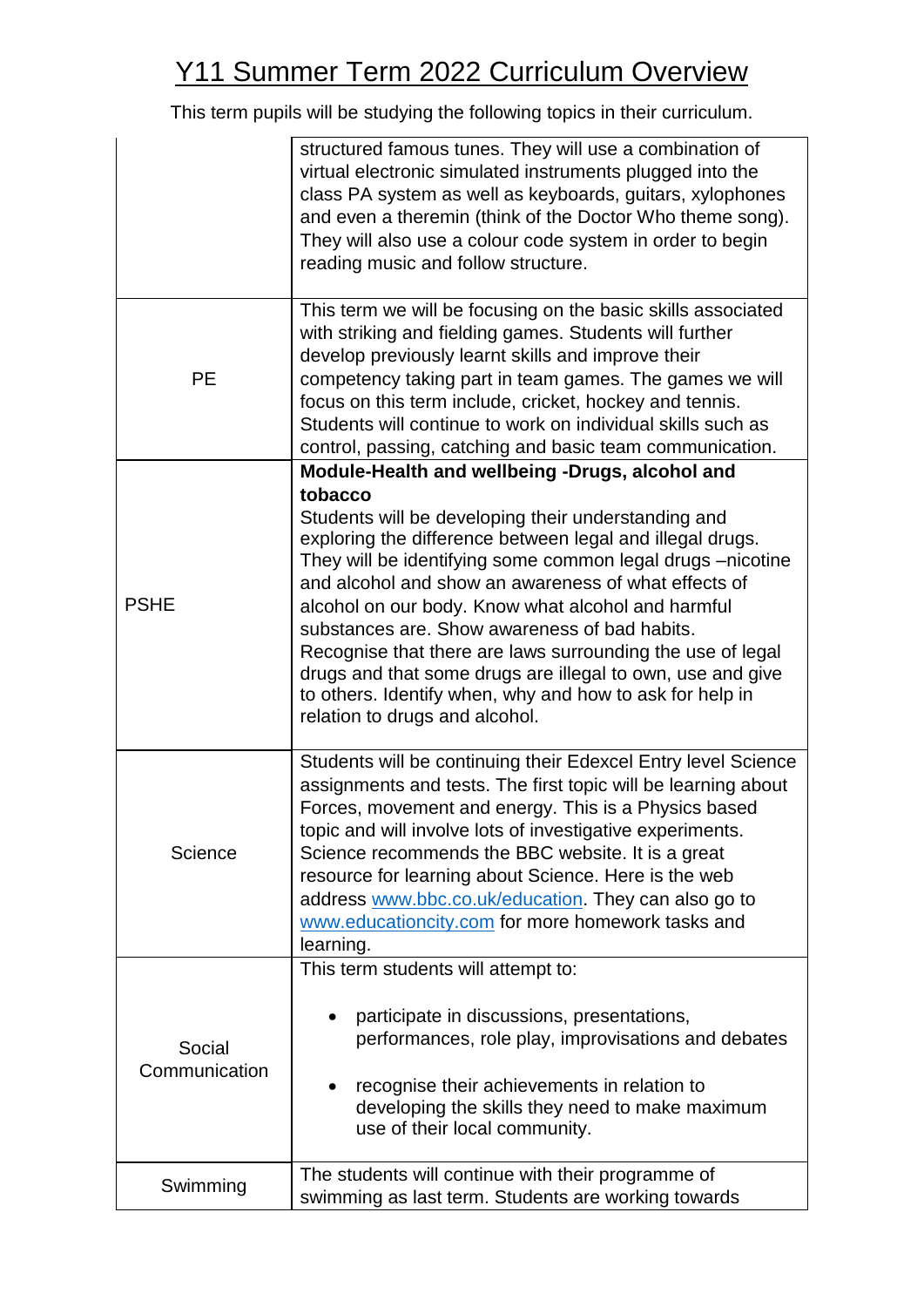# Y11 Summer Term 2022 Curriculum Overview

This term pupils will be studying the following topics in their curriculum.

| | |
|---|---|
| | structured famous tunes. They will use a combination of virtual electronic simulated instruments plugged into the class PA system as well as keyboards, guitars, xylophones and even a theremin (think of the Doctor Who theme song). They will also use a colour code system in order to begin reading music and follow structure. |
| PE | This term we will be focusing on the basic skills associated with striking and fielding games. Students will further develop previously learnt skills and improve their competency taking part in team games. The games we will focus on this term include, cricket, hockey and tennis. Students will continue to work on individual skills such as control, passing, catching and basic team communication. |
| PSHE | **Module-Health and wellbeing -Drugs, alcohol and tobacco** Students will be developing their understanding and exploring the difference between legal and illegal drugs. They will be identifying some common legal drugs –nicotine and alcohol and show an awareness of what effects of alcohol on our body. Know what alcohol and harmful substances are. Show awareness of bad habits. Recognise that there are laws surrounding the use of legal drugs and that some drugs are illegal to own, use and give to others. Identify when, why and how to ask for help in relation to drugs and alcohol. |
| Science | Students will be continuing their Edexcel Entry level Science assignments and tests. The first topic will be learning about Forces, movement and energy. This is a Physics based topic and will involve lots of investigative experiments. Science recommends the BBC website. It is a great resource for learning about Science. Here is the web address [www.bbc.co.uk/education](www.bbc.co.uk/education). They can also go to [www.educationcity.com](www.educationcity.com) for more homework tasks and learning. |
| Social Communication | This term students will attempt to:<br>• participate in discussions, presentations, performances, role play, improvisations and debates<br>• recognise their achievements in relation to developing the skills they need to make maximum use of their local community. |
| Swimming | The students will continue with their programme of swimming as last term. Students are working towards |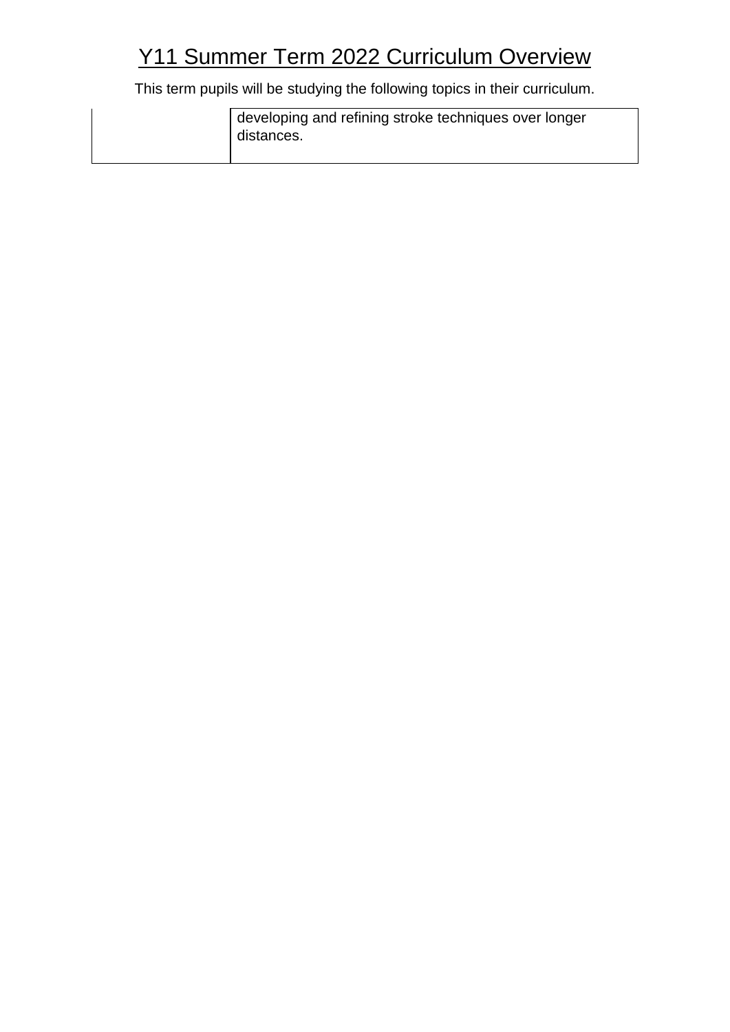# Y11 Summer Term 2022 Curriculum Overview

This term pupils will be studying the following topics in their curriculum.

| | |
|---|---|
| | developing and refining stroke techniques over longer distances. |